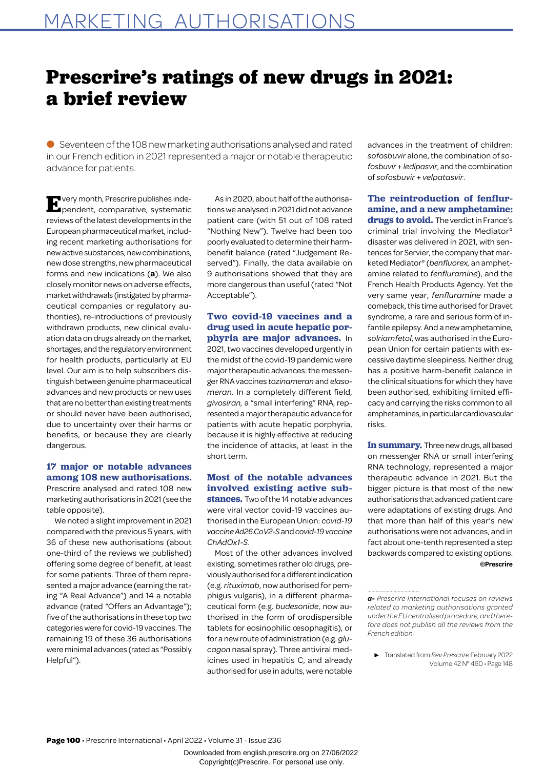# Prescrire's ratings of new drugs in 2021: a brief review

● Seventeen of the 108 new marketing authorisations analysed and rated in our French edition in 2021 represented a major or notable therapeutic advance for patients.

Every month, Prescrire publishes independent, comparative, systematic reviews of the latest developments in the European pharmaceutical market, including recent marketing authorisations for new active substances, new combinations, new dose strengths, new pharmaceutical forms and new indications (**a**). We also closely monitor news on adverse effects, market withdrawals (instigated by pharmaceutical companies or regulatory authorities), re-introductions of previously withdrawn products, new clinical evaluation data on drugs already on the market, shortages, and the regulatory environment for health products, particularly at EU level. Our aim is to help subscribers distinguish between genuine pharmaceutical advances and new products or new uses that are no better than existing treatments or should never have been authorised, due to uncertainty over their harms or benefits, or because they are clearly dangerous.

**17 major or notable advances among 108 new authorisations.** Prescrire analysed and rated 108 new marketing authorisations in 2021 (see the table opposite).

We noted a slight improvement in 2021 compared with the previous 5 years, with 36 of these new authorisations (about one-third of the reviews we published) offering some degree of benefit, at least for some patients. Three of them represented a major advance (earning the rating "A Real Advance") and 14 a notable advance (rated "Offers an Advantage"); five of the authorisations in these top two categories were for covid-19 vaccines. The remaining 19 of these 36 authorisations were minimal advances (rated as "Possibly Helpful").

As in 2020, about half of the authorisations we analysed in 2021 did not advance patient care (with 51 out of 108 rated "Nothing New"). Twelve had been too poorly evaluated to determine their harm-benefit balance (rated "Judgement Reserved"). Finally, the data available on 9 authorisations showed that they are more dangerous than useful (rated "Not Acceptable").

**Two covid-19 vaccines and a drug used in acute hepatic porphyria are major advances.** In 2021, two vaccines developed urgently in the midst of the covid-19 pandemic were major therapeutic advances: the messenger RNA vaccines *tozinameran* and *elasomeran*. In a completely different field, *givosiran*, a "small interfering" RNA, represented a major therapeutic advance for patients with acute hepatic porphyria, because it is highly effective at reducing the incidence of attacks, at least in the short term.

**Most of the notable advances involved existing active substances.** Two of the 14 notable advances were viral vector covid-19 vaccines authorised in the European Union: *covid-19 vaccine Ad26.CoV2-S* and *covid-19 vaccine ChAdOx1-S*.

Most of the other advances involved existing, sometimes rather old drugs, previously authorised for a different indication (e.g. *rituximab*, now authorised for pemphigus vulgaris), in a different pharmaceutical form (e.g. *budesonide*, now authorised in the form of orodispersible tablets for eosinophilic œsophagitis), or for a new route of administration (e.g. *glucagon* nasal spray). Three antiviral medicines used in hepatitis C, and already authorised for use in adults, were notable advances in the treatment of children: *sofosbuvir* alone, the combination of *sofosbuvir + ledipasvir*, and the combination of *sofosbuvir + velpatasvir*.

**The reintroduction of fenfluramine, and a new amphetamine: drugs to avoid.** The verdict in France's criminal trial involving the Mediator° disaster was delivered in 2021, with sentences for Servier, the company that marketed Mediator° (*benfluorex,* an amphetamine related to *fenfluramine*), and the French Health Products Agency. Yet the very same year, *fenfluramine* made a comeback, this time authorised for Dravet syndrome, a rare and serious form of infantile epilepsy. And a new amphetamine, *solriamfetol*, was authorised in the European Union for certain patients with excessive daytime sleepiness. Neither drug has a positive harm-benefit balance in the clinical situations for which they have been authorised, exhibiting limited efficacy and carrying the risks common to all amphetamines, in particular cardiovascular risks.

**In summary.** Three new drugs, all based on messenger RNA or small interfering RNA technology, represented a major therapeutic advance in 2021. But the bigger picture is that most of the new authorisations that advanced patient care were adaptations of existing drugs. And that more than half of this year's new authorisations were not advances, and in fact about one-tenth represented a step backwards compared to existing options.

**©Prescrire**

---

*a- Prescrire International focuses on reviews related to marketing authorisations granted under the EU centralised procedure, and therefore does not publish all the reviews from the French edition.*

► Translated from *Rev Prescrire* February 2022 Volume 42 N° 460 • Page 148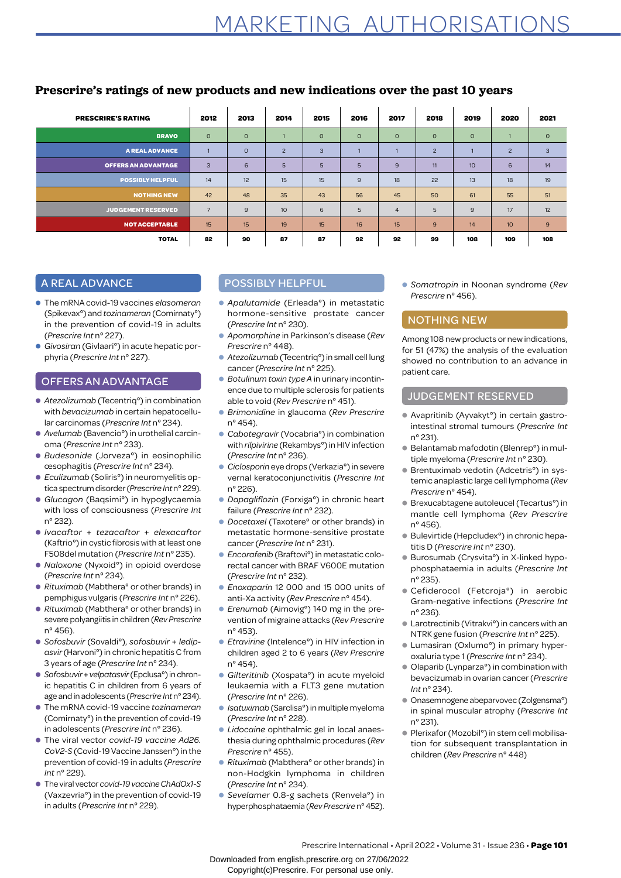# MARKETING AUTHORISATIONS

## Prescrire's ratings of new products and new indications over the past 10 years

| PRESCRIRE'S RATING | 2012 | 2013 | 2014 | 2015 | 2016 | 2017 | 2018 | 2019 | 2020 | 2021 |
|---|---|---|---|---|---|---|---|---|---|---|
| BRAVO | 0 | 0 | 1 | 0 | 0 | 0 | 0 | 0 | 1 | 0 |
| A REAL ADVANCE | 1 | 0 | 2 | 3 | 1 | 1 | 2 | 1 | 2 | 3 |
| OFFERS AN ADVANTAGE | 3 | 6 | 5 | 5 | 5 | 9 | 11 | 10 | 6 | 14 |
| POSSIBLY HELPFUL | 14 | 12 | 15 | 15 | 9 | 18 | 22 | 13 | 18 | 19 |
| NOTHING NEW | 42 | 48 | 35 | 43 | 56 | 45 | 50 | 61 | 55 | 51 |
| JUDGEMENT RESERVED | 7 | 9 | 10 | 6 | 5 | 4 | 5 | 9 | 17 | 12 |
| NOT ACCEPTABLE | 15 | 15 | 19 | 15 | 16 | 15 | 9 | 14 | 10 | 9 |
| **TOTAL** | **82** | **90** | **87** | **87** | **92** | **92** | **99** | **108** | **109** | **108** |

## A REAL ADVANCE

- The mRNA covid-19 vaccines *elasomeran* (Spikevax°) and *tozinameran* (Comirnaty°) in the prevention of covid-19 in adults (*Prescrire Int* n° 227).
- *Givosiran* (Givlaari°) in acute hepatic porphyria (*Prescrire Int* n° 227).

## OFFERS AN ADVANTAGE

- *Atezolizumab* (Tecentriq°) in combination with *bevacizumab* in certain hepatocellular carcinomas (*Prescrire Int* n° 234).
- *Avelumab* (Bavencio°) in urothelial carcinoma (*Prescrire Int* n° 233).
- *Budesonide* (Jorveza°) in eosinophilic œsophagitis (*Prescrire Int* n° 234).
- *Eculizumab* (Soliris°) in neuromyelitis optica spectrum disorder (*Prescrire Int* n° 229).
- *Glucagon* (Baqsimi°) in hypoglycaemia with loss of consciousness (*Prescrire Int* n° 232).
- *Ivacaftor + tezacaftor + elexacaftor* (Kaftrio°) in cystic fibrosis with at least one F508del mutation (*Prescrire Int* n° 235).
- *Naloxone* (Nyxoid°) in opioid overdose (*Prescrire Int* n° 234).
- *Rituximab* (Mabthera° or other brands) in pemphigus vulgaris (*Prescrire Int* n° 226).
- *Rituximab* (Mabthera° or other brands) in severe polyangiitis in children (*Rev Prescrire* n° 456).
- *Sofosbuvir* (Sovaldi°), *sofosbuvir + ledipasvir* (Harvoni°) in chronic hepatitis C from 3 years of age (*Prescrire Int* n° 234).
- *Sofosbuvir + velpatasvir* (Epclusa°) in chronic hepatitis C in children from 6 years of age and in adolescents (*Prescrire Int* n° 234).
- The mRNA covid-19 vaccine *tozinameran* (Comirnaty°) in the prevention of covid-19 in adolescents (*Prescrire Int* n° 236).
- The viral vector *covid-19 vaccine Ad26. CoV2-S* (Covid-19 Vaccine Janssen°) in the prevention of covid-19 in adults (*Prescrire Int* n° 229).
- The viral vector *covid-19 vaccine ChAdOx1-S* (Vaxzevria°) in the prevention of covid-19 in adults (*Prescrire Int* n° 229).

## POSSIBLY HELPFUL

- *Apalutamide* (Erleada°) in metastatic hormone-sensitive prostate cancer (*Prescrire Int* n° 230).
- *Apomorphine* in Parkinson's disease (*Rev Prescrire* n° 448).
- *Atezolizumab* (Tecentriq°) in small cell lung cancer (*Prescrire Int* n° 225).
- *Botulinum toxin type A* in urinary incontinence due to multiple sclerosis for patients able to void (*Rev Prescrire* n° 451).
- *Brimonidine* in glaucoma (*Rev Prescrire* n° 454).
- *Cabotegravir* (Vocabria°) in combination with *rilpivirine* (Rekambys°) in HIV infection (*Prescrire Int* n° 236).
- *Ciclosporin* eye drops (Verkazia°) in severe vernal keratoconjunctivitis (*Prescrire Int* n° 226).
- *Dapagliflozin* (Forxiga°) in chronic heart failure (*Prescrire Int* n° 232).
- *Docetaxel* (Taxotere° or other brands) in metastatic hormone-sensitive prostate cancer (*Prescrire Int* n° 231).
- *Encorafenib* (Braftovi°) in metastatic colorectal cancer with BRAF V600E mutation (*Prescrire Int* n° 232).
- *Enoxaparin* 12 000 and 15 000 units of anti-Xa activity (*Rev Prescrire* n° 454).
- *Erenumab* (Aimovig°) 140 mg in the prevention of migraine attacks (*Rev Prescrire* n° 453).
- *Etravirine* (Intelence°) in HIV infection in children aged 2 to 6 years (*Rev Prescrire* n° 454).
- *Gilteritinib* (Xospata°) in acute myeloid leukaemia with a FLT3 gene mutation (*Prescrire Int* n° 226).
- *Isatuximab* (Sarclisa°) in multiple myeloma (*Prescrire Int* n° 228).
- *Lidocaine* ophthalmic gel in local anaesthesia during ophthalmic procedures (*Rev Prescrire* n° 455).
- *Rituximab* (Mabthera° or other brands) in non-Hodgkin lymphoma in children (*Prescrire Int* n° 234).
- *Sevelamer* 0.8-g sachets (Renvela°) in hyperphosphataemia (*Rev Prescrire* n° 452).
- *Somatropin* in Noonan syndrome (*Rev Prescrire* n° 456).

## NOTHING NEW

Among 108 new products or new indications, for 51 (47%) the analysis of the evaluation showed no contribution to an advance in patient care.

## JUDGEMENT RESERVED

- Avapritinib (Ayvakyt°) in certain gastrointestinal stromal tumours (*Prescrire Int* n° 231).
- Belantamab mafodotin (Blenrep°) in multiple myeloma (*Prescrire Int* n° 230).
- Brentuximab vedotin (Adcetris°) in systemic anaplastic large cell lymphoma (*Rev Prescrire* n° 454).
- Brexucabtagene autoleucel (Tecartus°) in mantle cell lymphoma (*Rev Prescrire* n° 456).
- Bulevirtide (Hepcludex°) in chronic hepatitis D (*Prescrire Int* n° 230).
- Burosumab (Crysvita°) in X-linked hypophosphataemia in adults (*Prescrire Int* n° 235).
- Cefiderocol (Fetcroja°) in aerobic Gram-negative infections (*Prescrire Int* n° 236).
- Larotrectinib (Vitrakvi°) in cancers with an NTRK gene fusion (*Prescrire Int* n° 225).
- Lumasiran (Oxlumo°) in primary hyperoxaluria type 1 (*Prescrire Int* n° 234).
- Olaparib (Lynparza°) in combination with bevacizumab in ovarian cancer (*Prescrire Int* n° 234).
- Onasemnogene abeparvovec (Zolgensma°) in spinal muscular atrophy (*Prescrire Int* n° 231).
- Plerixafor (Mozobil°) in stem cell mobilisation for subsequent transplantation in children (*Rev Prescrire* n° 448)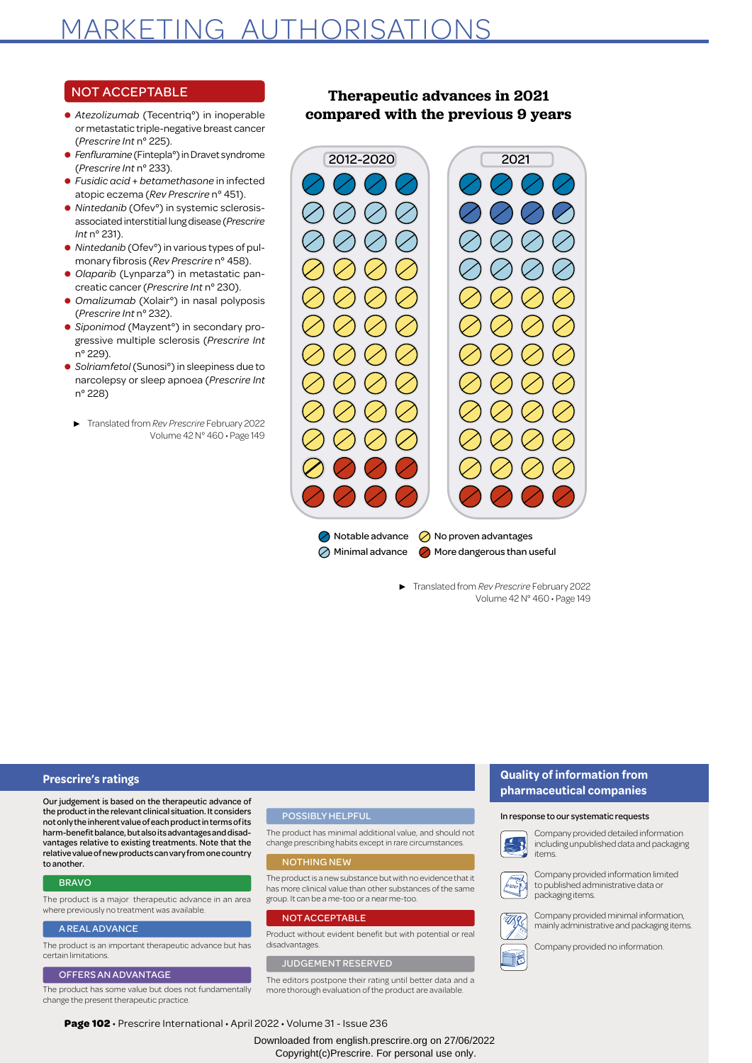# MARKETING AUTHORISATIONS

## NOT ACCEPTABLE

- *Atezolizumab* (Tecentriq°) in inoperable or metastatic triple-negative breast cancer (*Prescrire Int* n° 225).
- *Fenfluramine* (Fintepla°) in Dravet syndrome (*Prescrire Int* n° 233).
- *Fusidic acid* + *betamethasone* in infected atopic eczema (*Rev Prescrire* n° 451).
- *Nintedanib* (Ofev°) in systemic sclerosis-associated interstitial lung disease (*Prescrire Int* n° 231).
- *Nintedanib* (Ofev°) in various types of pulmonary fibrosis (*Rev Prescrire* n° 458).
- *Olaparib* (Lynparza°) in metastatic pancreatic cancer (*Prescrire Int* n° 230).
- *Omalizumab* (Xolair°) in nasal polyposis (*Prescrire Int* n° 232).
- *Siponimod* (Mayzent°) in secondary progressive multiple sclerosis (*Prescrire Int* n° 229).
- *Solriamfetol* (Sunosi°) in sleepiness due to narcolepsy or sleep apnoea (*Prescrire Int* n° 228)

► Translated from *Rev Prescrire* February 2022 Volume 42 N° 460 • Page 149

## Therapeutic advances in 2021 compared with the previous 9 years

2012-2020

2021

Notable advance

Minimal advance

No proven advantages

More dangerous than useful

► Translated from *Rev Prescrire* February 2022 Volume 42 N° 460 • Page 149

### Prescrire's ratings

Our judgement is based on the therapeutic advance of the product in the relevant clinical situation. It considers not only the inherent value of each product in terms of its harm-benefit balance, but also its advantages and disadvantages relative to existing treatments. Note that the relative value of new products can vary from one country to another.

**BRAVO**

The product is a major therapeutic advance in an area where previously no treatment was available.

**A REAL ADVANCE**

The product is an important therapeutic advance but has certain limitations.

**OFFERS AN ADVANTAGE**

The product has some value but does not fundamentally change the present therapeutic practice.

**POSSIBLY HELPFUL**

The product has minimal additional value, and should not change prescribing habits except in rare circumstances.

**NOTHING NEW**

The product is a new substance but with no evidence that it has more clinical value than other substances of the same group. It can be a me-too or a near me-too.

**NOT ACCEPTABLE**

Product without evident benefit but with potential or real disadvantages.

**JUDGEMENT RESERVED**

The editors postpone their rating until better data and a more thorough evaluation of the product are available.

### Quality of information from pharmaceutical companies

In response to our systematic requests

- Company provided detailed information including unpublished data and packaging items.
- Company provided information limited to published administrative data or packaging items.
- Company provided minimal information, mainly administrative and packaging items.
- Company provided no information.